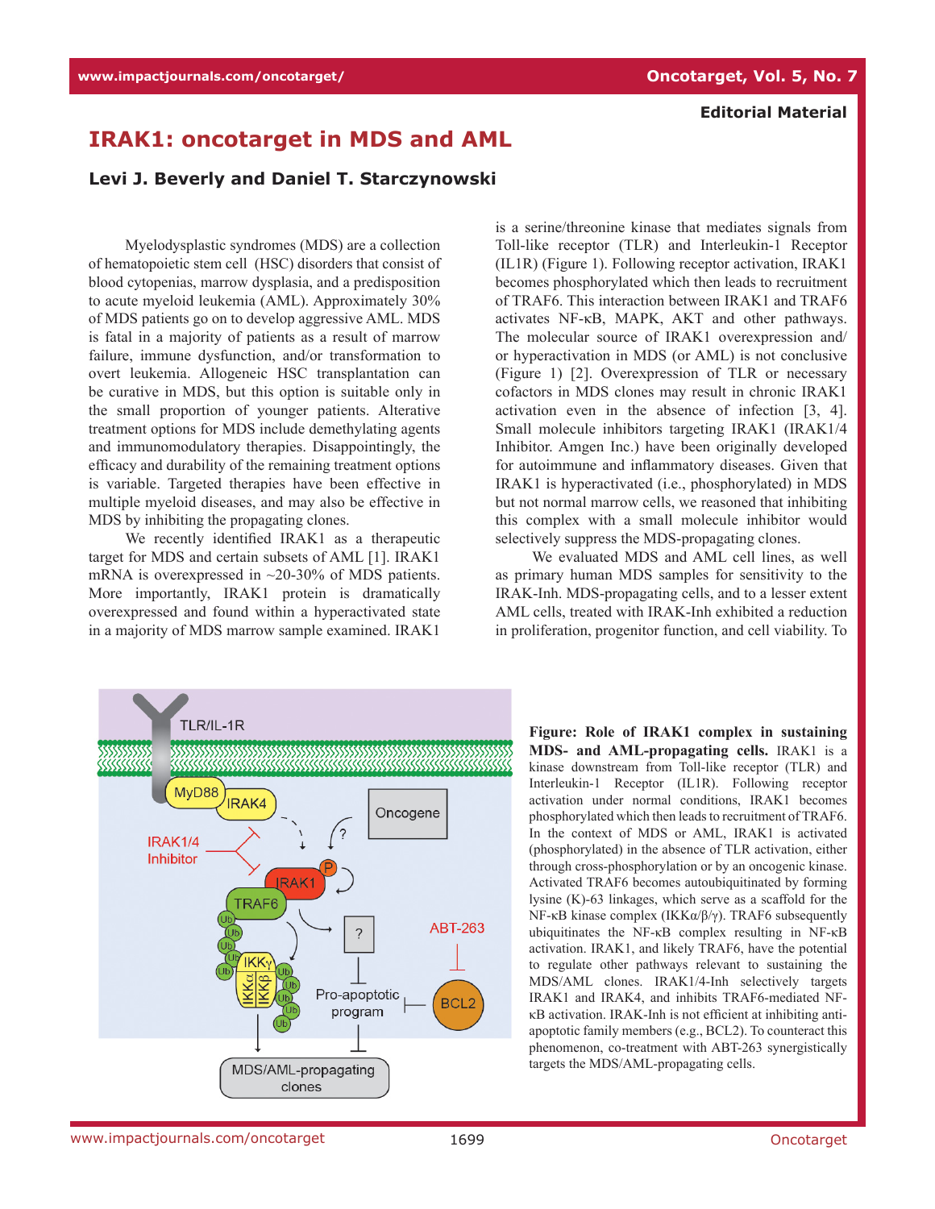Editorial Material

# IRAK1: oncotarget in MDS and AML

**Levi J. Beverly and Daniel T. Starczynowski**

Myelodysplastic syndromes (MDS) are a collection of hematopoietic stem cell (HSC) disorders that consist of blood cytopenias, marrow dysplasia, and a predisposition to acute myeloid leukemia (AML). Approximately 30% of MDS patients go on to develop aggressive AML. MDS is fatal in a majority of patients as a result of marrow failure, immune dysfunction, and/or transformation to overt leukemia. Allogeneic HSC transplantation can be curative in MDS, but this option is suitable only in the small proportion of younger patients. Alterative treatment options for MDS include demethylating agents and immunomodulatory therapies. Disappointingly, the efficacy and durability of the remaining treatment options is variable. Targeted therapies have been effective in multiple myeloid diseases, and may also be effective in MDS by inhibiting the propagating clones.

We recently identified IRAK1 as a therapeutic target for MDS and certain subsets of AML [1]. IRAK1 mRNA is overexpressed in ~20-30% of MDS patients. More importantly, IRAK1 protein is dramatically overexpressed and found within a hyperactivated state in a majority of MDS marrow sample examined. IRAK1 is a serine/threonine kinase that mediates signals from Toll-like receptor (TLR) and Interleukin-1 Receptor (IL1R) (Figure 1). Following receptor activation, IRAK1 becomes phosphorylated which then leads to recruitment of TRAF6. This interaction between IRAK1 and TRAF6 activates NF-κB, MAPK, AKT and other pathways. The molecular source of IRAK1 overexpression and/or hyperactivation in MDS (or AML) is not conclusive (Figure 1) [2]. Overexpression of TLR or necessary cofactors in MDS clones may result in chronic IRAK1 activation even in the absence of infection [3, 4]. Small molecule inhibitors targeting IRAK1 (IRAK1/4 Inhibitor. Amgen Inc.) have been originally developed for autoimmune and inflammatory diseases. Given that IRAK1 is hyperactivated (i.e., phosphorylated) in MDS but not normal marrow cells, we reasoned that inhibiting this complex with a small molecule inhibitor would selectively suppress the MDS-propagating clones.

We evaluated MDS and AML cell lines, as well as primary human MDS samples for sensitivity to the IRAK-Inh. MDS-propagating cells, and to a lesser extent AML cells, treated with IRAK-Inh exhibited a reduction in proliferation, progenitor function, and cell viability. To

**Figure: Role of IRAK1 complex in sustaining MDS- and AML-propagating cells.** IRAK1 is a kinase downstream from Toll-like receptor (TLR) and Interleukin-1 Receptor (IL1R). Following receptor activation under normal conditions, IRAK1 becomes phosphorylated which then leads to recruitment of TRAF6. In the context of MDS or AML, IRAK1 is activated (phosphorylated) in the absence of TLR activation, either through cross-phosphorylation or by an oncogenic kinase. Activated TRAF6 becomes autoubiquitinated by forming lysine (K)-63 linkages, which serve as a scaffold for the NF-κB kinase complex (IKKα/β/γ). TRAF6 subsequently ubiquitinates the NF-κB complex resulting in NF-κB activation. IRAK1, and likely TRAF6, have the potential to regulate other pathways relevant to sustaining the MDS/AML clones. IRAK1/4-Inh selectively targets IRAK1 and IRAK4, and inhibits TRAF6-mediated NF-κB activation. IRAK-Inh is not efficient at inhibiting anti-apoptotic family members (e.g., BCL2). To counteract this phenomenon, co-treatment with ABT-263 synergistically targets the MDS/AML-propagating cells.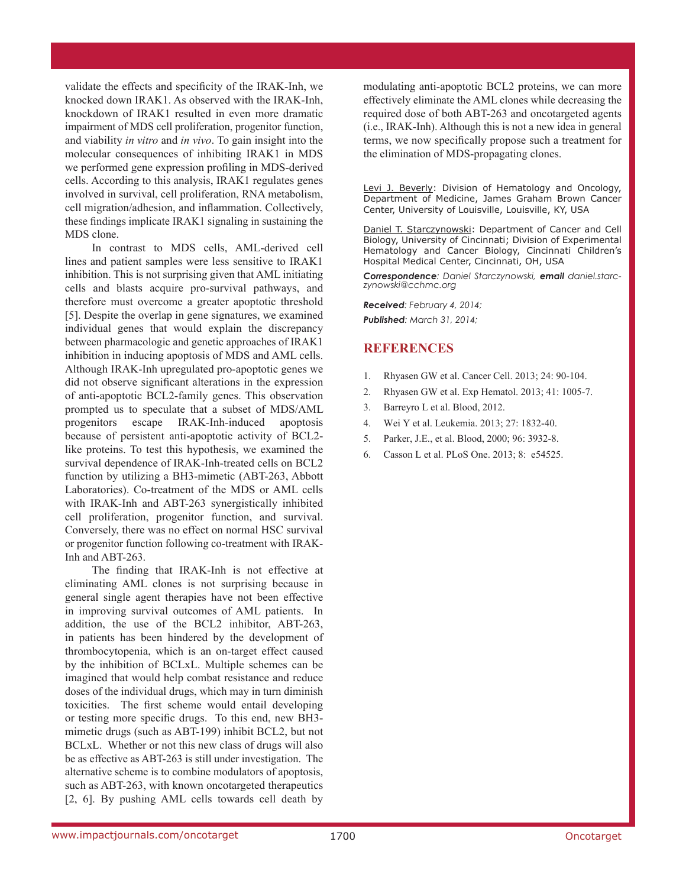validate the effects and specificity of the IRAK-Inh, we knocked down IRAK1. As observed with the IRAK-Inh, knockdown of IRAK1 resulted in even more dramatic impairment of MDS cell proliferation, progenitor function, and viability *in vitro* and *in vivo*. To gain insight into the molecular consequences of inhibiting IRAK1 in MDS we performed gene expression profiling in MDS-derived cells. According to this analysis, IRAK1 regulates genes involved in survival, cell proliferation, RNA metabolism, cell migration/adhesion, and inflammation. Collectively, these findings implicate IRAK1 signaling in sustaining the MDS clone.

In contrast to MDS cells, AML-derived cell lines and patient samples were less sensitive to IRAK1 inhibition. This is not surprising given that AML initiating cells and blasts acquire pro-survival pathways, and therefore must overcome a greater apoptotic threshold [5]. Despite the overlap in gene signatures, we examined individual genes that would explain the discrepancy between pharmacologic and genetic approaches of IRAK1 inhibition in inducing apoptosis of MDS and AML cells. Although IRAK-Inh upregulated pro-apoptotic genes we did not observe significant alterations in the expression of anti-apoptotic BCL2-family genes. This observation prompted us to speculate that a subset of MDS/AML progenitors escape IRAK-Inh-induced apoptosis because of persistent anti-apoptotic activity of BCL2-like proteins. To test this hypothesis, we examined the survival dependence of IRAK-Inh-treated cells on BCL2 function by utilizing a BH3-mimetic (ABT-263, Abbott Laboratories). Co-treatment of the MDS or AML cells with IRAK-Inh and ABT-263 synergistically inhibited cell proliferation, progenitor function, and survival. Conversely, there was no effect on normal HSC survival or progenitor function following co-treatment with IRAK-Inh and ABT-263.

The finding that IRAK-Inh is not effective at eliminating AML clones is not surprising because in general single agent therapies have not been effective in improving survival outcomes of AML patients. In addition, the use of the BCL2 inhibitor, ABT-263, in patients has been hindered by the development of thrombocytopenia, which is an on-target effect caused by the inhibition of BCLxL. Multiple schemes can be imagined that would help combat resistance and reduce doses of the individual drugs, which may in turn diminish toxicities. The first scheme would entail developing or testing more specific drugs. To this end, new BH3-mimetic drugs (such as ABT-199) inhibit BCL2, but not BCLxL. Whether or not this new class of drugs will also be as effective as ABT-263 is still under investigation. The alternative scheme is to combine modulators of apoptosis, such as ABT-263, with known oncotargeted therapeutics [2, 6]. By pushing AML cells towards cell death by modulating anti-apoptotic BCL2 proteins, we can more effectively eliminate the AML clones while decreasing the required dose of both ABT-263 and oncotargeted agents (i.e., IRAK-Inh). Although this is not a new idea in general terms, we now specifically propose such a treatment for the elimination of MDS-propagating clones.

Levi J. Beverly: Division of Hematology and Oncology, Department of Medicine, James Graham Brown Cancer Center, University of Louisville, Louisville, KY, USA

Daniel T. Starczynowski: Department of Cancer and Cell Biology, University of Cincinnati; Division of Experimental Hematology and Cancer Biology, Cincinnati Children's Hospital Medical Center, Cincinnati, OH, USA

***Correspondence***: *Daniel Starczynowski,* ***email*** *daniel.starczynowski@cchmc.org*

***Received***: *February 4, 2014;*

***Published***: *March 31, 2014;*

## REFERENCES

1. Rhyasen GW et al. Cancer Cell. 2013; 24: 90-104.
2. Rhyasen GW et al. Exp Hematol. 2013; 41: 1005-7.
3. Barreyro L et al. Blood, 2012.
4. Wei Y et al. Leukemia. 2013; 27: 1832-40.
5. Parker, J.E., et al. Blood, 2000; 96: 3932-8.
6. Casson L et al. PLoS One. 2013; 8: e54525.